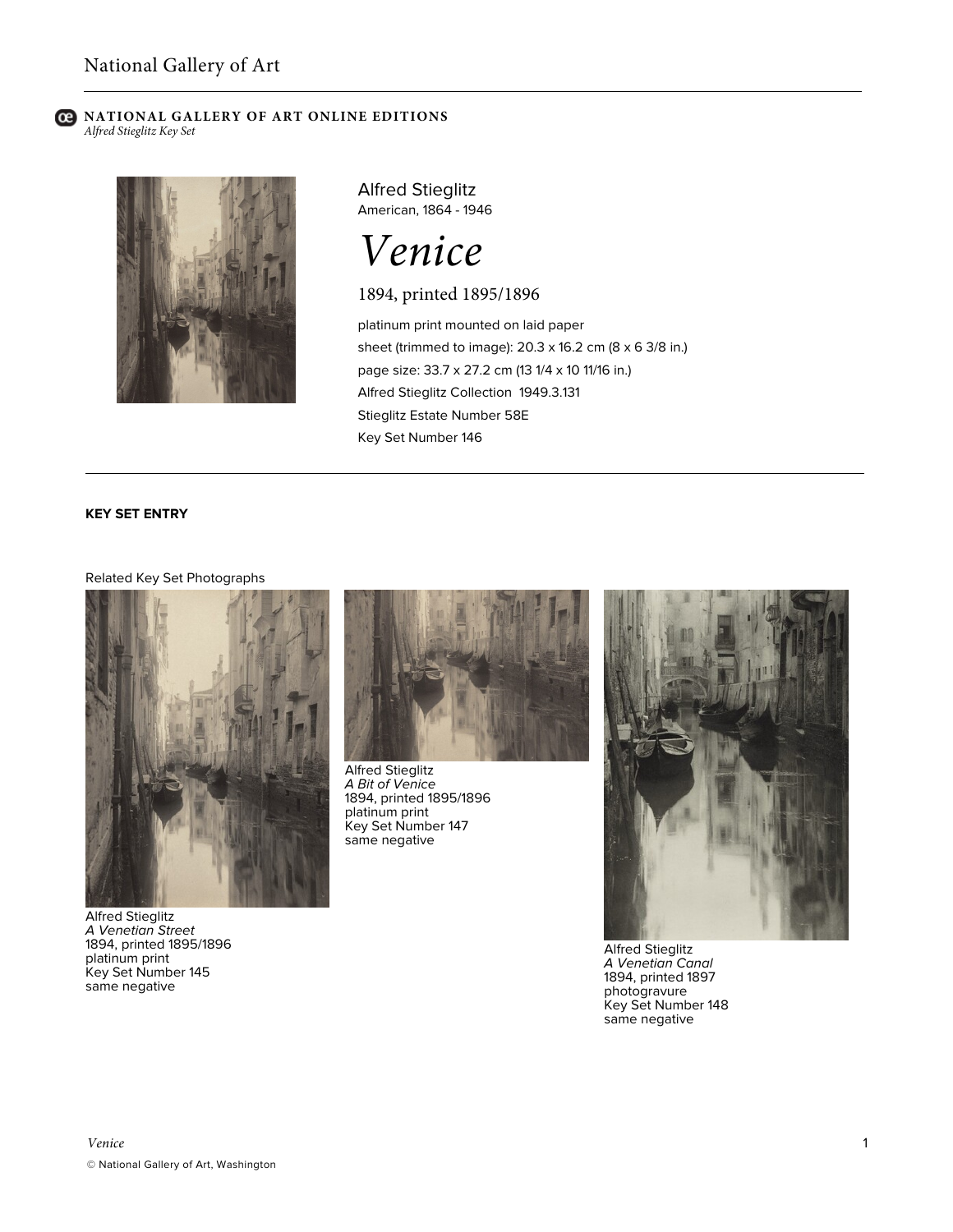**NATIONAL GALLERY OF ART ONLINE EDITIONS**
*Alfred Stieglitz Key Set*

Alfred Stieglitz
American, 1864 - 1946

# *Venice*

1894, printed 1895/1896

platinum print mounted on laid paper
sheet (trimmed to image): 20.3 x 16.2 cm (8 x 6 3/8 in.)
page size: 33.7 x 27.2 cm (13 1/4 x 10 11/16 in.)
Alfred Stieglitz Collection 1949.3.131
Stieglitz Estate Number 58E
Key Set Number 146

**KEY SET ENTRY**

Related Key Set Photographs

Alfred Stieglitz
*A Venetian Street*
1894, printed 1895/1896
platinum print
Key Set Number 145
same negative

Alfred Stieglitz
*A Bit of Venice*
1894, printed 1895/1896
platinum print
Key Set Number 147
same negative

Alfred Stieglitz
*A Venetian Canal*
1894, printed 1897
photogravure
Key Set Number 148
same negative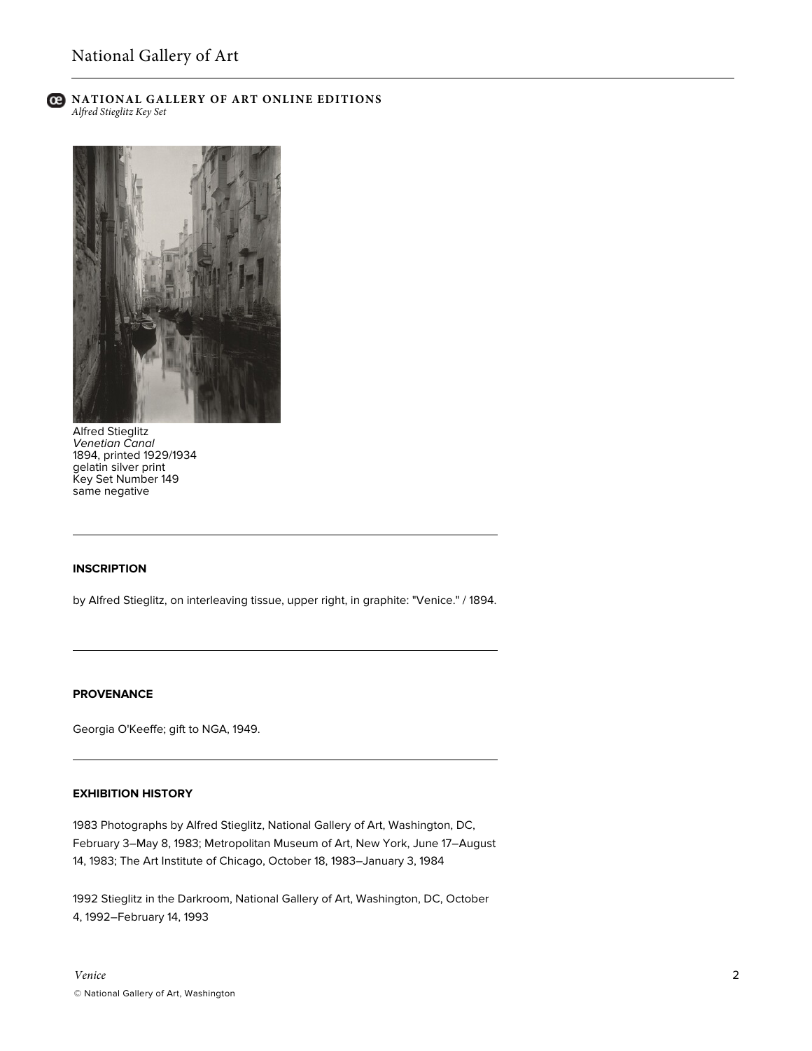Alfred Stieglitz
*Venetian Canal*
1894, printed 1929/1934
gelatin silver print
Key Set Number 149
same negative

### INSCRIPTION

by Alfred Stieglitz, on interleaving tissue, upper right, in graphite: "Venice." / 1894.

### PROVENANCE

Georgia O'Keeffe; gift to NGA, 1949.

### EXHIBITION HISTORY

1983 Photographs by Alfred Stieglitz, National Gallery of Art, Washington, DC, February 3–May 8, 1983; Metropolitan Museum of Art, New York, June 17–August 14, 1983; The Art Institute of Chicago, October 18, 1983–January 3, 1984

1992 Stieglitz in the Darkroom, National Gallery of Art, Washington, DC, October 4, 1992–February 14, 1993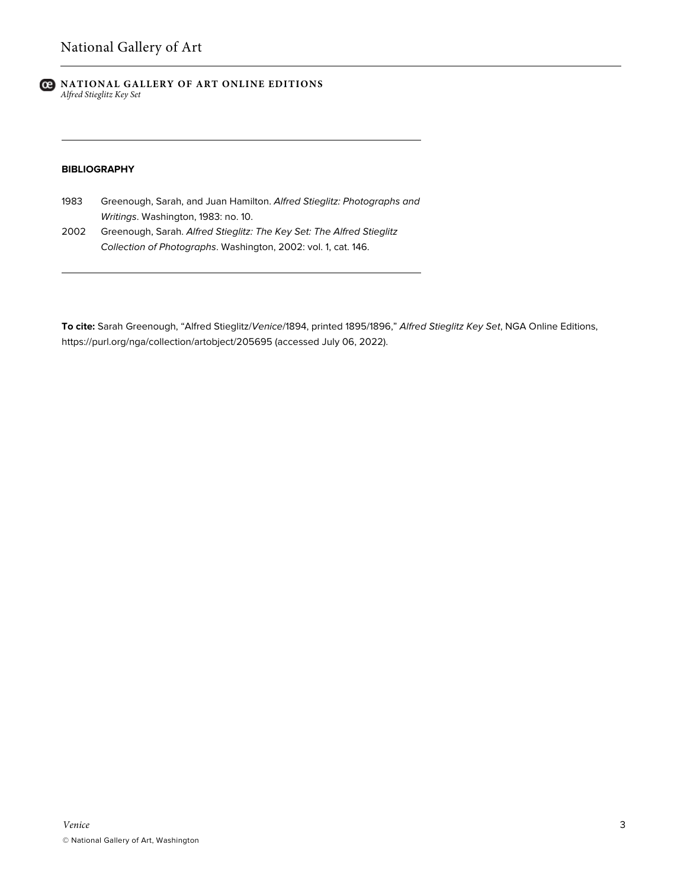### BIBLIOGRAPHY

1983 Greenough, Sarah, and Juan Hamilton. *Alfred Stieglitz: Photographs and Writings*. Washington, 1983: no. 10.

2002 Greenough, Sarah. *Alfred Stieglitz: The Key Set: The Alfred Stieglitz Collection of Photographs*. Washington, 2002: vol. 1, cat. 146.

**To cite:** Sarah Greenough, "Alfred Stieglitz/*Venice*/1894, printed 1895/1896," *Alfred Stieglitz Key Set*, NGA Online Editions, https://purl.org/nga/collection/artobject/205695 (accessed July 06, 2022).